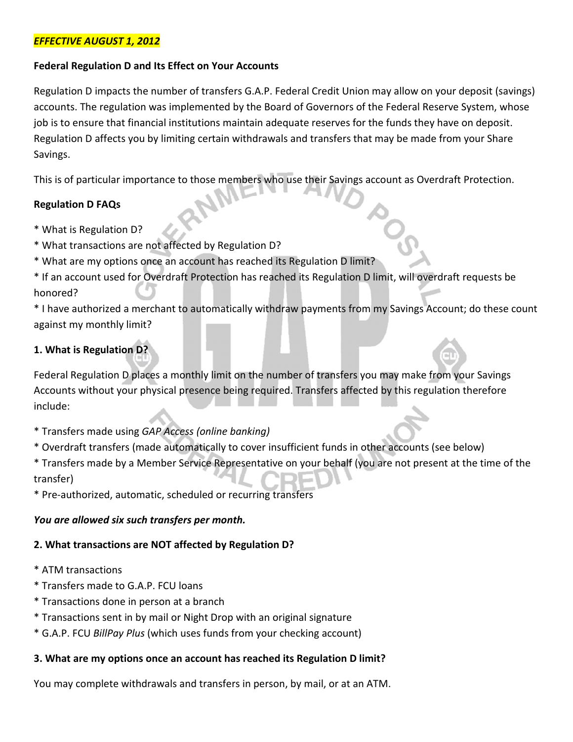***EFFECTIVE AUGUST 1, 2012***

**Federal Regulation D and Its Effect on Your Accounts**

Regulation D impacts the number of transfers G.A.P. Federal Credit Union may allow on your deposit (savings) accounts. The regulation was implemented by the Board of Governors of the Federal Reserve System, whose job is to ensure that financial institutions maintain adequate reserves for the funds they have on deposit. Regulation D affects you by limiting certain withdrawals and transfers that may be made from your Share Savings.

This is of particular importance to those members who use their Savings account as Overdraft Protection.

**Regulation D FAQs**

* What is Regulation D?
* What transactions are not affected by Regulation D?
* What are my options once an account has reached its Regulation D limit?
* If an account used for Overdraft Protection has reached its Regulation D limit, will overdraft requests be honored?
* I have authorized a merchant to automatically withdraw payments from my Savings Account; do these count against my monthly limit?

**1. What is Regulation D?**

Federal Regulation D places a monthly limit on the number of transfers you may make from your Savings Accounts without your physical presence being required. Transfers affected by this regulation therefore include:

* Transfers made using *GAP Access (online banking)*
* Overdraft transfers (made automatically to cover insufficient funds in other accounts (see below)
* Transfers made by a Member Service Representative on your behalf (you are not present at the time of the transfer)
* Pre-authorized, automatic, scheduled or recurring transfers

***You are allowed six such transfers per month.***

**2. What transactions are NOT affected by Regulation D?**

* ATM transactions
* Transfers made to G.A.P. FCU loans
* Transactions done in person at a branch
* Transactions sent in by mail or Night Drop with an original signature
* G.A.P. FCU *BillPay Plus* (which uses funds from your checking account)

**3. What are my options once an account has reached its Regulation D limit?**

You may complete withdrawals and transfers in person, by mail, or at an ATM.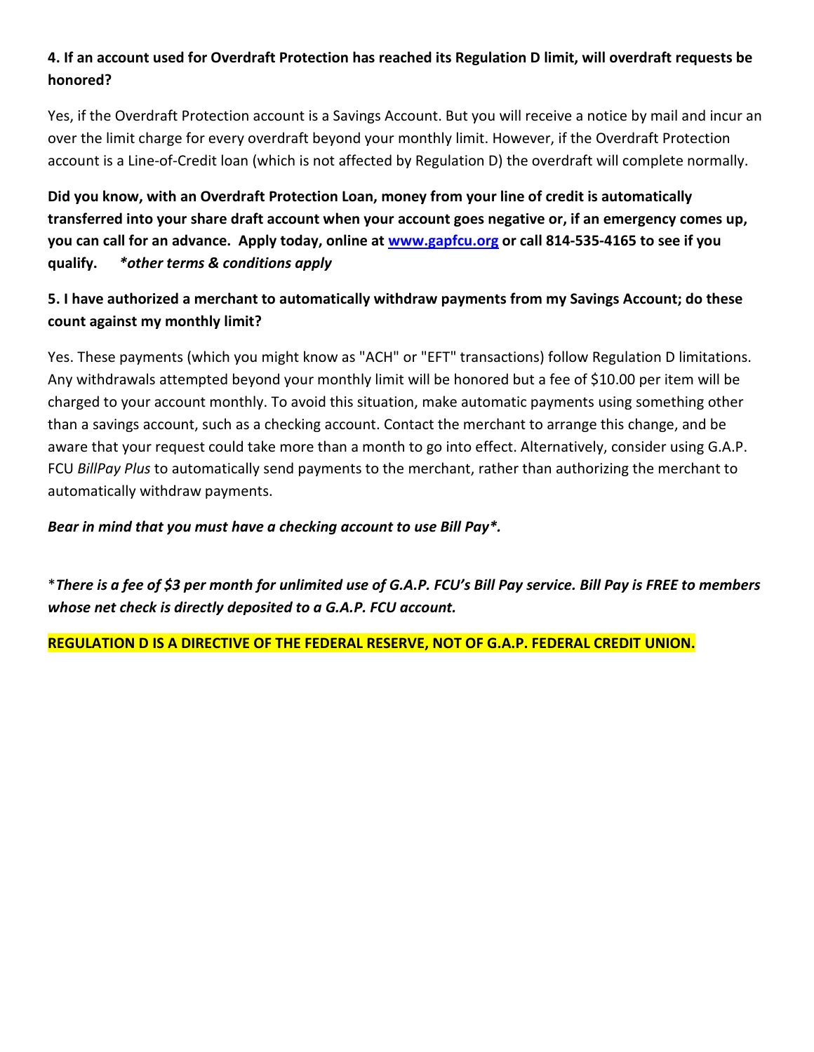**4. If an account used for Overdraft Protection has reached its Regulation D limit, will overdraft requests be honored?**

Yes, if the Overdraft Protection account is a Savings Account. But you will receive a notice by mail and incur an over the limit charge for every overdraft beyond your monthly limit. However, if the Overdraft Protection account is a Line-of-Credit loan (which is not affected by Regulation D) the overdraft will complete normally.

**Did you know, with an Overdraft Protection Loan, money from your line of credit is automatically transferred into your share draft account when your account goes negative or, if an emergency comes up, you can call for an advance. Apply today, online at [www.gapfcu.org](http://www.gapfcu.org) or call 814-535-4165 to see if you qualify.** ***\*other terms & conditions apply***

**5. I have authorized a merchant to automatically withdraw payments from my Savings Account; do these count against my monthly limit?**

Yes. These payments (which you might know as "ACH" or "EFT" transactions) follow Regulation D limitations. Any withdrawals attempted beyond your monthly limit will be honored but a fee of $10.00 per item will be charged to your account monthly. To avoid this situation, make automatic payments using something other than a savings account, such as a checking account. Contact the merchant to arrange this change, and be aware that your request could take more than a month to go into effect. Alternatively, consider using G.A.P. FCU *BillPay Plus* to automatically send payments to the merchant, rather than authorizing the merchant to automatically withdraw payments.

***Bear in mind that you must have a checking account to use Bill Pay\*.***

\****There is a fee of $3 per month for unlimited use of G.A.P. FCU's Bill Pay service. Bill Pay is FREE to members whose net check is directly deposited to a G.A.P. FCU account.***

**REGULATION D IS A DIRECTIVE OF THE FEDERAL RESERVE, NOT OF G.A.P. FEDERAL CREDIT UNION.**